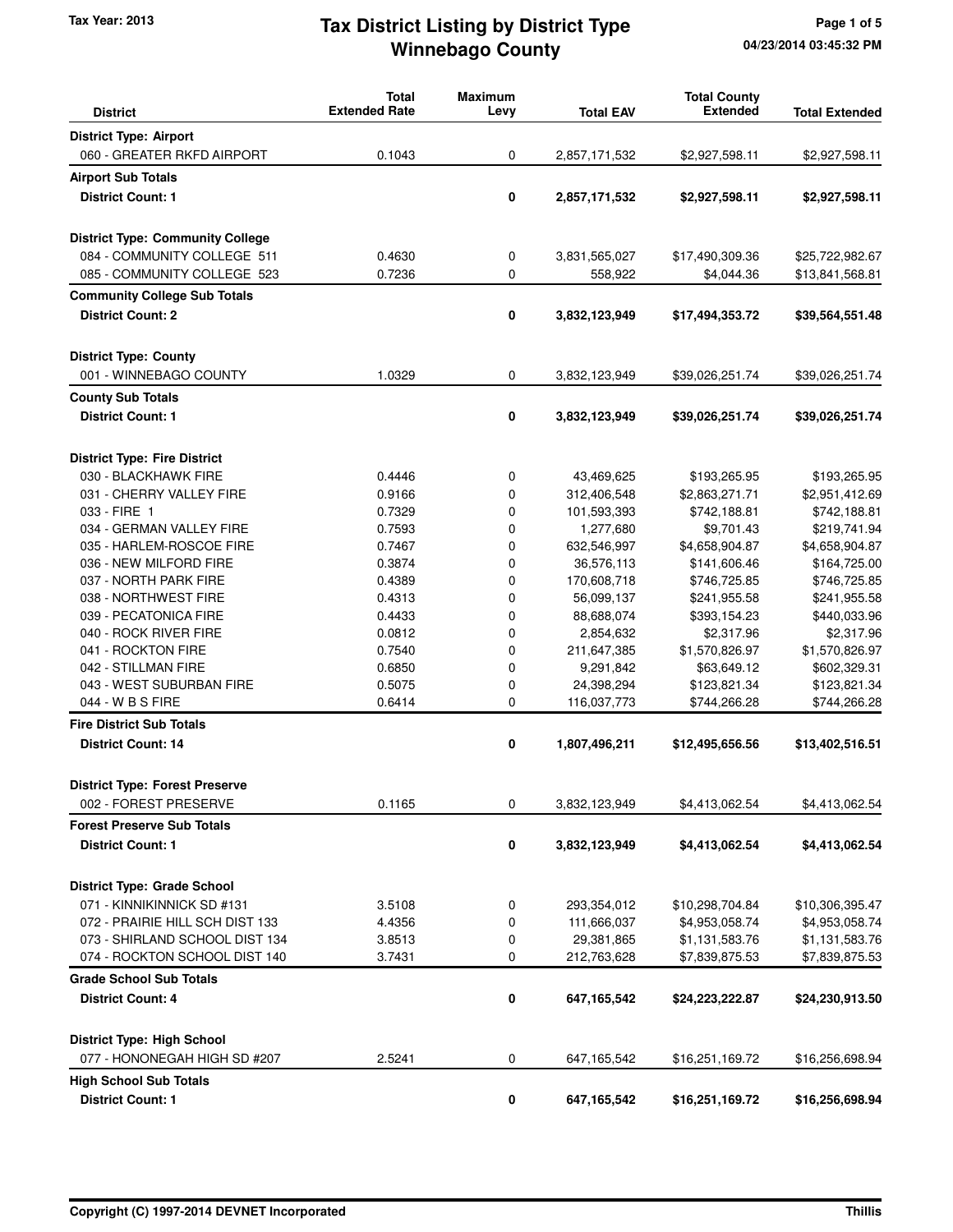# Tax District Listing by District Type
## Winnebago County

Tax Year: 2013

04/23/2014 03:45:32 PM

| District | Total Extended Rate | Maximum Levy | Total EAV | Total County Extended | Total Extended |
|---|---|---|---|---|---|
| **District Type: Airport** | | | | | |
| 060 - GREATER RKFD AIRPORT | 0.1043 | 0 | 2,857,171,532 | $2,927,598.11 | $2,927,598.11 |
| **Airport Sub Totals** | | | | | |
| **District Count: 1** | | **0** | **2,857,171,532** | **$2,927,598.11** | **$2,927,598.11** |
| **District Type: Community College** | | | | | |
| 084 - COMMUNITY COLLEGE 511 | 0.4630 | 0 | 3,831,565,027 | $17,490,309.36 | $25,722,982.67 |
| 085 - COMMUNITY COLLEGE 523 | 0.7236 | 0 | 558,922 | $4,044.36 | $13,841,568.81 |
| **Community College Sub Totals** | | | | | |
| **District Count: 2** | | **0** | **3,832,123,949** | **$17,494,353.72** | **$39,564,551.48** |
| **District Type: County** | | | | | |
| 001 - WINNEBAGO COUNTY | 1.0329 | 0 | 3,832,123,949 | $39,026,251.74 | $39,026,251.74 |
| **County Sub Totals** | | | | | |
| **District Count: 1** | | **0** | **3,832,123,949** | **$39,026,251.74** | **$39,026,251.74** |
| **District Type: Fire District** | | | | | |
| 030 - BLACKHAWK FIRE | 0.4446 | 0 | 43,469,625 | $193,265.95 | $193,265.95 |
| 031 - CHERRY VALLEY FIRE | 0.9166 | 0 | 312,406,548 | $2,863,271.71 | $2,951,412.69 |
| 033 - FIRE 1 | 0.7329 | 0 | 101,593,393 | $742,188.81 | $742,188.81 |
| 034 - GERMAN VALLEY FIRE | 0.7593 | 0 | 1,277,680 | $9,701.43 | $219,741.94 |
| 035 - HARLEM-ROSCOE FIRE | 0.7467 | 0 | 632,546,997 | $4,658,904.87 | $4,658,904.87 |
| 036 - NEW MILFORD FIRE | 0.3874 | 0 | 36,576,113 | $141,606.46 | $164,725.00 |
| 037 - NORTH PARK FIRE | 0.4389 | 0 | 170,608,718 | $746,725.85 | $746,725.85 |
| 038 - NORTHWEST FIRE | 0.4313 | 0 | 56,099,137 | $241,955.58 | $241,955.58 |
| 039 - PECATONICA FIRE | 0.4433 | 0 | 88,688,074 | $393,154.23 | $440,033.96 |
| 040 - ROCK RIVER FIRE | 0.0812 | 0 | 2,854,632 | $2,317.96 | $2,317.96 |
| 041 - ROCKTON FIRE | 0.7540 | 0 | 211,647,385 | $1,570,826.97 | $1,570,826.97 |
| 042 - STILLMAN FIRE | 0.6850 | 0 | 9,291,842 | $63,649.12 | $602,329.31 |
| 043 - WEST SUBURBAN FIRE | 0.5075 | 0 | 24,398,294 | $123,821.34 | $123,821.34 |
| 044 - W B S FIRE | 0.6414 | 0 | 116,037,773 | $744,266.28 | $744,266.28 |
| **Fire District Sub Totals** | | | | | |
| **District Count: 14** | | **0** | **1,807,496,211** | **$12,495,656.56** | **$13,402,516.51** |
| **District Type: Forest Preserve** | | | | | |
| 002 - FOREST PRESERVE | 0.1165 | 0 | 3,832,123,949 | $4,413,062.54 | $4,413,062.54 |
| **Forest Preserve Sub Totals** | | | | | |
| **District Count: 1** | | **0** | **3,832,123,949** | **$4,413,062.54** | **$4,413,062.54** |
| **District Type: Grade School** | | | | | |
| 071 - KINNIKINNICK SD #131 | 3.5108 | 0 | 293,354,012 | $10,298,704.84 | $10,306,395.47 |
| 072 - PRAIRIE HILL SCH DIST 133 | 4.4356 | 0 | 111,666,037 | $4,953,058.74 | $4,953,058.74 |
| 073 - SHIRLAND SCHOOL DIST 134 | 3.8513 | 0 | 29,381,865 | $1,131,583.76 | $1,131,583.76 |
| 074 - ROCKTON SCHOOL DIST 140 | 3.7431 | 0 | 212,763,628 | $7,839,875.53 | $7,839,875.53 |
| **Grade School Sub Totals** | | | | | |
| **District Count: 4** | | **0** | **647,165,542** | **$24,223,222.87** | **$24,230,913.50** |
| **District Type: High School** | | | | | |
| 077 - HONONEGAH HIGH SD #207 | 2.5241 | 0 | 647,165,542 | $16,251,169.72 | $16,256,698.94 |
| **High School Sub Totals** | | | | | |
| **District Count: 1** | | **0** | **647,165,542** | **$16,251,169.72** | **$16,256,698.94** |

Copyright (C) 1997-2014 DEVNET Incorporated — Thillis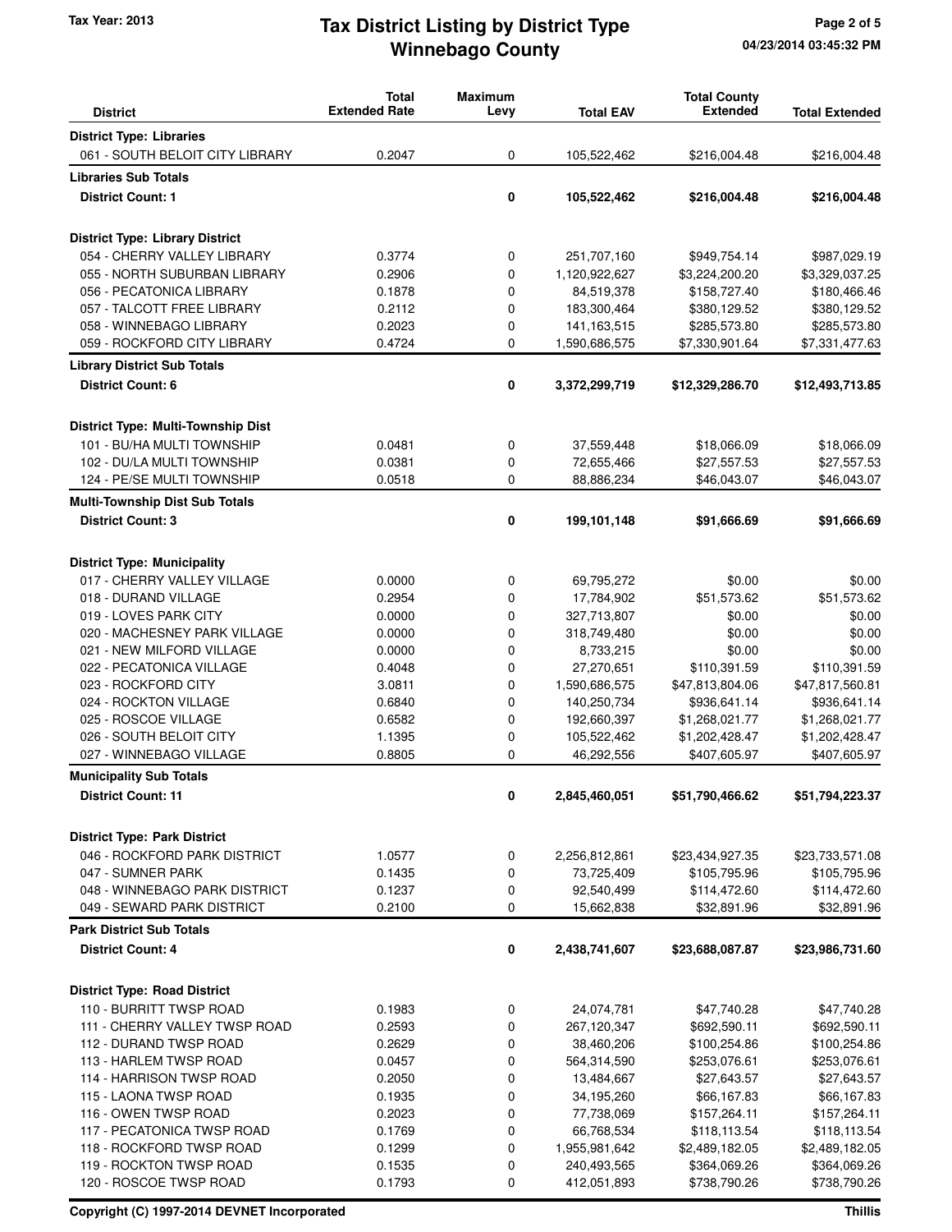# Tax District Listing by District Type
## Winnebago County

Tax Year: 2013

| District | Total Extended Rate | Maximum Levy | Total EAV | Total County Extended | Total Extended |
|---|---|---|---|---|---|
| **District Type: Libraries** | | | | | |
| 061 - SOUTH BELOIT CITY LIBRARY | 0.2047 | 0 | 105,522,462 | $216,004.48 | $216,004.48 |
| **Libraries Sub Totals** | | | | | |
| **District Count: 1** | | **0** | **105,522,462** | **$216,004.48** | **$216,004.48** |
| **District Type: Library District** | | | | | |
| 054 - CHERRY VALLEY LIBRARY | 0.3774 | 0 | 251,707,160 | $949,754.14 | $987,029.19 |
| 055 - NORTH SUBURBAN LIBRARY | 0.2906 | 0 | 1,120,922,627 | $3,224,200.20 | $3,329,037.25 |
| 056 - PECATONICA LIBRARY | 0.1878 | 0 | 84,519,378 | $158,727.40 | $180,466.46 |
| 057 - TALCOTT FREE LIBRARY | 0.2112 | 0 | 183,300,464 | $380,129.52 | $380,129.52 |
| 058 - WINNEBAGO LIBRARY | 0.2023 | 0 | 141,163,515 | $285,573.80 | $285,573.80 |
| 059 - ROCKFORD CITY LIBRARY | 0.4724 | 0 | 1,590,686,575 | $7,330,901.64 | $7,331,477.63 |
| **Library District Sub Totals** | | | | | |
| **District Count: 6** | | **0** | **3,372,299,719** | **$12,329,286.70** | **$12,493,713.85** |
| **District Type: Multi-Township Dist** | | | | | |
| 101 - BU/HA MULTI TOWNSHIP | 0.0481 | 0 | 37,559,448 | $18,066.09 | $18,066.09 |
| 102 - DU/LA MULTI TOWNSHIP | 0.0381 | 0 | 72,655,466 | $27,557.53 | $27,557.53 |
| 124 - PE/SE MULTI TOWNSHIP | 0.0518 | 0 | 88,886,234 | $46,043.07 | $46,043.07 |
| **Multi-Township Dist Sub Totals** | | | | | |
| **District Count: 3** | | **0** | **199,101,148** | **$91,666.69** | **$91,666.69** |
| **District Type: Municipality** | | | | | |
| 017 - CHERRY VALLEY VILLAGE | 0.0000 | 0 | 69,795,272 | $0.00 | $0.00 |
| 018 - DURAND VILLAGE | 0.2954 | 0 | 17,784,902 | $51,573.62 | $51,573.62 |
| 019 - LOVES PARK CITY | 0.0000 | 0 | 327,713,807 | $0.00 | $0.00 |
| 020 - MACHESNEY PARK VILLAGE | 0.0000 | 0 | 318,749,480 | $0.00 | $0.00 |
| 021 - NEW MILFORD VILLAGE | 0.0000 | 0 | 8,733,215 | $0.00 | $0.00 |
| 022 - PECATONICA VILLAGE | 0.4048 | 0 | 27,270,651 | $110,391.59 | $110,391.59 |
| 023 - ROCKFORD CITY | 3.0811 | 0 | 1,590,686,575 | $47,813,804.06 | $47,817,560.81 |
| 024 - ROCKTON VILLAGE | 0.6840 | 0 | 140,250,734 | $936,641.14 | $936,641.14 |
| 025 - ROSCOE VILLAGE | 0.6582 | 0 | 192,660,397 | $1,268,021.77 | $1,268,021.77 |
| 026 - SOUTH BELOIT CITY | 1.1395 | 0 | 105,522,462 | $1,202,428.47 | $1,202,428.47 |
| 027 - WINNEBAGO VILLAGE | 0.8805 | 0 | 46,292,556 | $407,605.97 | $407,605.97 |
| **Municipality Sub Totals** | | | | | |
| **District Count: 11** | | **0** | **2,845,460,051** | **$51,790,466.62** | **$51,794,223.37** |
| **District Type: Park District** | | | | | |
| 046 - ROCKFORD PARK DISTRICT | 1.0577 | 0 | 2,256,812,861 | $23,434,927.35 | $23,733,571.08 |
| 047 - SUMNER PARK | 0.1435 | 0 | 73,725,409 | $105,795.96 | $105,795.96 |
| 048 - WINNEBAGO PARK DISTRICT | 0.1237 | 0 | 92,540,499 | $114,472.60 | $114,472.60 |
| 049 - SEWARD PARK DISTRICT | 0.2100 | 0 | 15,662,838 | $32,891.96 | $32,891.96 |
| **Park District Sub Totals** | | | | | |
| **District Count: 4** | | **0** | **2,438,741,607** | **$23,688,087.87** | **$23,986,731.60** |
| **District Type: Road District** | | | | | |
| 110 - BURRITT TWSP ROAD | 0.1983 | 0 | 24,074,781 | $47,740.28 | $47,740.28 |
| 111 - CHERRY VALLEY TWSP ROAD | 0.2593 | 0 | 267,120,347 | $692,590.11 | $692,590.11 |
| 112 - DURAND TWSP ROAD | 0.2629 | 0 | 38,460,206 | $100,254.86 | $100,254.86 |
| 113 - HARLEM TWSP ROAD | 0.0457 | 0 | 564,314,590 | $253,076.61 | $253,076.61 |
| 114 - HARRISON TWSP ROAD | 0.2050 | 0 | 13,484,667 | $27,643.57 | $27,643.57 |
| 115 - LAONA TWSP ROAD | 0.1935 | 0 | 34,195,260 | $66,167.83 | $66,167.83 |
| 116 - OWEN TWSP ROAD | 0.2023 | 0 | 77,738,069 | $157,264.11 | $157,264.11 |
| 117 - PECATONICA TWSP ROAD | 0.1769 | 0 | 66,768,534 | $118,113.54 | $118,113.54 |
| 118 - ROCKFORD TWSP ROAD | 0.1299 | 0 | 1,955,981,642 | $2,489,182.05 | $2,489,182.05 |
| 119 - ROCKTON TWSP ROAD | 0.1535 | 0 | 240,493,565 | $364,069.26 | $364,069.26 |
| 120 - ROSCOE TWSP ROAD | 0.1793 | 0 | 412,051,893 | $738,790.26 | $738,790.26 |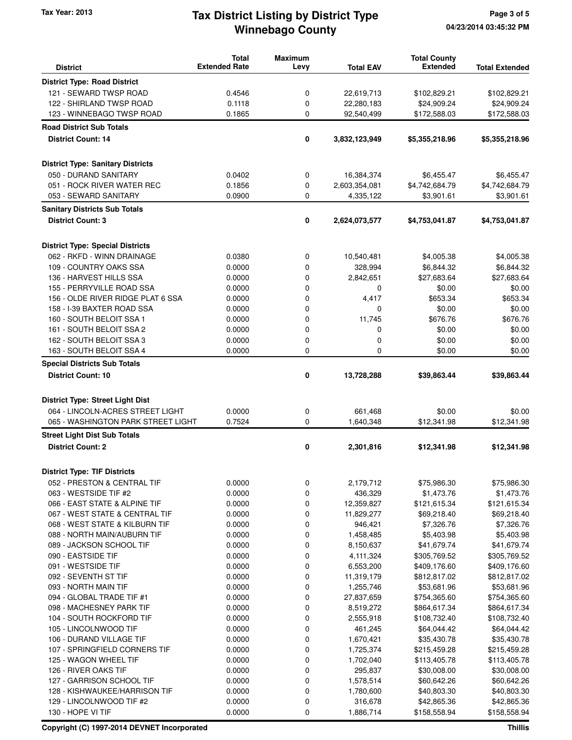| District | Total Extended Rate | Maximum Levy | Total EAV | Total County Extended | Total Extended |
|---|---|---|---|---|---|
| **District Type: Road District** | | | | | |
| 121 - SEWARD TWSP ROAD | 0.4546 | 0 | 22,619,713 | $102,829.21 | $102,829.21 |
| 122 - SHIRLAND TWSP ROAD | 0.1118 | 0 | 22,280,183 | $24,909.24 | $24,909.24 |
| 123 - WINNEBAGO TWSP ROAD | 0.1865 | 0 | 92,540,499 | $172,588.03 | $172,588.03 |
| **Road District Sub Totals** | | | | | |
| **District Count: 14** | | **0** | **3,832,123,949** | **$5,355,218.96** | **$5,355,218.96** |
| **District Type: Sanitary Districts** | | | | | |
| 050 - DURAND SANITARY | 0.0402 | 0 | 16,384,374 | $6,455.47 | $6,455.47 |
| 051 - ROCK RIVER WATER REC | 0.1856 | 0 | 2,603,354,081 | $4,742,684.79 | $4,742,684.79 |
| 053 - SEWARD SANITARY | 0.0900 | 0 | 4,335,122 | $3,901.61 | $3,901.61 |
| **Sanitary Districts Sub Totals** | | | | | |
| **District Count: 3** | | **0** | **2,624,073,577** | **$4,753,041.87** | **$4,753,041.87** |
| **District Type: Special Districts** | | | | | |
| 062 - RKFD - WINN DRAINAGE | 0.0380 | 0 | 10,540,481 | $4,005.38 | $4,005.38 |
| 109 - COUNTRY OAKS SSA | 0.0000 | 0 | 328,994 | $6,844.32 | $6,844.32 |
| 136 - HARVEST HILLS SSA | 0.0000 | 0 | 2,842,651 | $27,683.64 | $27,683.64 |
| 155 - PERRYVILLE ROAD SSA | 0.0000 | 0 | 0 | $0.00 | $0.00 |
| 156 - OLDE RIVER RIDGE PLAT 6 SSA | 0.0000 | 0 | 4,417 | $653.34 | $653.34 |
| 158 - I-39 BAXTER ROAD SSA | 0.0000 | 0 | 0 | $0.00 | $0.00 |
| 160 - SOUTH BELOIT SSA 1 | 0.0000 | 0 | 11,745 | $676.76 | $676.76 |
| 161 - SOUTH BELOIT SSA 2 | 0.0000 | 0 | 0 | $0.00 | $0.00 |
| 162 - SOUTH BELOIT SSA 3 | 0.0000 | 0 | 0 | $0.00 | $0.00 |
| 163 - SOUTH BELOIT SSA 4 | 0.0000 | 0 | 0 | $0.00 | $0.00 |
| **Special Districts Sub Totals** | | | | | |
| **District Count: 10** | | **0** | **13,728,288** | **$39,863.44** | **$39,863.44** |
| **District Type: Street Light Dist** | | | | | |
| 064 - LINCOLN-ACRES STREET LIGHT | 0.0000 | 0 | 661,468 | $0.00 | $0.00 |
| 065 - WASHINGTON PARK STREET LIGHT | 0.7524 | 0 | 1,640,348 | $12,341.98 | $12,341.98 |
| **Street Light Dist Sub Totals** | | | | | |
| **District Count: 2** | | **0** | **2,301,816** | **$12,341.98** | **$12,341.98** |
| **District Type: TIF Districts** | | | | | |
| 052 - PRESTON & CENTRAL TIF | 0.0000 | 0 | 2,179,712 | $75,986.30 | $75,986.30 |
| 063 - WESTSIDE TIF #2 | 0.0000 | 0 | 436,329 | $1,473.76 | $1,473.76 |
| 066 - EAST STATE & ALPINE TIF | 0.0000 | 0 | 12,359,827 | $121,615.34 | $121,615.34 |
| 067 - WEST STATE & CENTRAL TIF | 0.0000 | 0 | 11,829,277 | $69,218.40 | $69,218.40 |
| 068 - WEST STATE & KILBURN TIF | 0.0000 | 0 | 946,421 | $7,326.76 | $7,326.76 |
| 088 - NORTH MAIN/AUBURN TIF | 0.0000 | 0 | 1,458,485 | $5,403.98 | $5,403.98 |
| 089 - JACKSON SCHOOL TIF | 0.0000 | 0 | 8,150,637 | $41,679.74 | $41,679.74 |
| 090 - EASTSIDE TIF | 0.0000 | 0 | 4,111,324 | $305,769.52 | $305,769.52 |
| 091 - WESTSIDE TIF | 0.0000 | 0 | 6,553,200 | $409,176.60 | $409,176.60 |
| 092 - SEVENTH ST TIF | 0.0000 | 0 | 11,319,179 | $812,817.02 | $812,817.02 |
| 093 - NORTH MAIN TIF | 0.0000 | 0 | 1,255,746 | $53,681.96 | $53,681.96 |
| 094 - GLOBAL TRADE TIF #1 | 0.0000 | 0 | 27,837,659 | $754,365.60 | $754,365.60 |
| 098 - MACHESNEY PARK TIF | 0.0000 | 0 | 8,519,272 | $864,617.34 | $864,617.34 |
| 104 - SOUTH ROCKFORD TIF | 0.0000 | 0 | 2,555,918 | $108,732.40 | $108,732.40 |
| 105 - LINCOLNWOOD TIF | 0.0000 | 0 | 461,245 | $64,044.42 | $64,044.42 |
| 106 - DURAND VILLAGE TIF | 0.0000 | 0 | 1,670,421 | $35,430.78 | $35,430.78 |
| 107 - SPRINGFIELD CORNERS TIF | 0.0000 | 0 | 1,725,374 | $215,459.28 | $215,459.28 |
| 125 - WAGON WHEEL TIF | 0.0000 | 0 | 1,702,040 | $113,405.78 | $113,405.78 |
| 126 - RIVER OAKS TIF | 0.0000 | 0 | 295,837 | $30,008.00 | $30,008.00 |
| 127 - GARRISON SCHOOL TIF | 0.0000 | 0 | 1,578,514 | $60,642.26 | $60,642.26 |
| 128 - KISHWAUKEE/HARRISON TIF | 0.0000 | 0 | 1,780,600 | $40,803.30 | $40,803.30 |
| 129 - LINCOLNWOOD TIF #2 | 0.0000 | 0 | 316,678 | $42,865.36 | $42,865.36 |
| 130 - HOPE VI TIF | 0.0000 | 0 | 1,886,714 | $158,558.94 | $158,558.94 |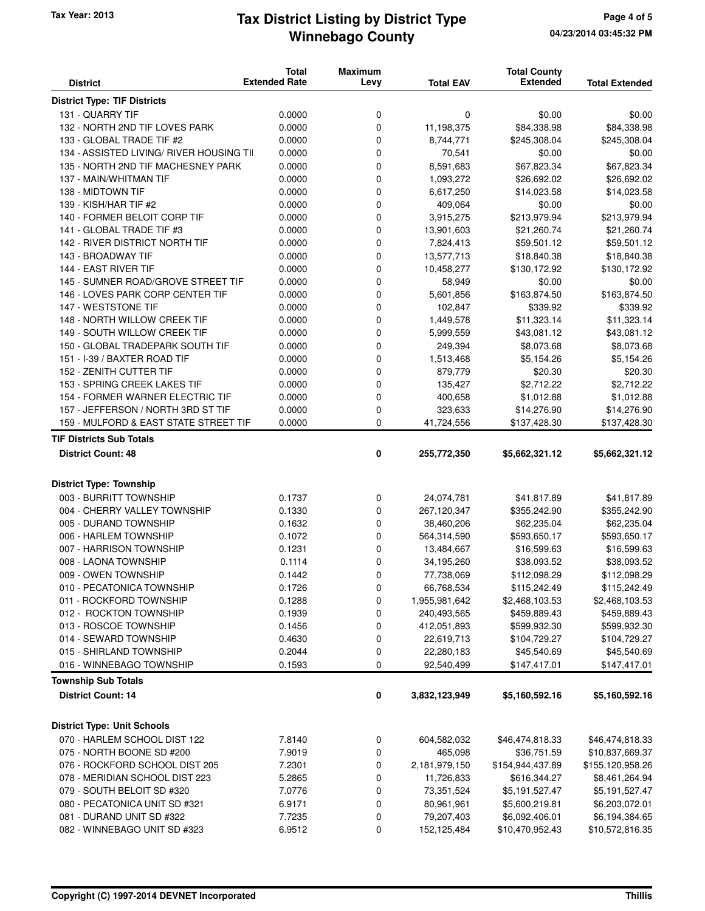# Tax District Listing by District Type
## Winnebago County

Tax Year: 2013

| District | Total Extended Rate | Maximum Levy | Total EAV | Total County Extended | Total Extended |
|---|---|---|---|---|---|
| **District Type: TIF Districts** | | | | | |
| 131 - QUARRY TIF | 0.0000 | 0 | 0 | $0.00 | $0.00 |
| 132 - NORTH 2ND TIF LOVES PARK | 0.0000 | 0 | 11,198,375 | $84,338.98 | $84,338.98 |
| 133 - GLOBAL TRADE TIF #2 | 0.0000 | 0 | 8,744,771 | $245,308.04 | $245,308.04 |
| 134 - ASSISTED LIVING/ RIVER HOUSING TII | 0.0000 | 0 | 70,541 | $0.00 | $0.00 |
| 135 - NORTH 2ND TIF MACHESNEY PARK | 0.0000 | 0 | 8,591,683 | $67,823.34 | $67,823.34 |
| 137 - MAIN/WHITMAN TIF | 0.0000 | 0 | 1,093,272 | $26,692.02 | $26,692.02 |
| 138 - MIDTOWN TIF | 0.0000 | 0 | 6,617,250 | $14,023.58 | $14,023.58 |
| 139 - KISH/HAR TIF #2 | 0.0000 | 0 | 409,064 | $0.00 | $0.00 |
| 140 - FORMER BELOIT CORP TIF | 0.0000 | 0 | 3,915,275 | $213,979.94 | $213,979.94 |
| 141 - GLOBAL TRADE TIF #3 | 0.0000 | 0 | 13,901,603 | $21,260.74 | $21,260.74 |
| 142 - RIVER DISTRICT NORTH TIF | 0.0000 | 0 | 7,824,413 | $59,501.12 | $59,501.12 |
| 143 - BROADWAY TIF | 0.0000 | 0 | 13,577,713 | $18,840.38 | $18,840.38 |
| 144 - EAST RIVER TIF | 0.0000 | 0 | 10,458,277 | $130,172.92 | $130,172.92 |
| 145 - SUMNER ROAD/GROVE STREET TIF | 0.0000 | 0 | 58,949 | $0.00 | $0.00 |
| 146 - LOVES PARK CORP CENTER TIF | 0.0000 | 0 | 5,601,856 | $163,874.50 | $163,874.50 |
| 147 - WESTSTONE TIF | 0.0000 | 0 | 102,847 | $339.92 | $339.92 |
| 148 - NORTH WILLOW CREEK TIF | 0.0000 | 0 | 1,449,578 | $11,323.14 | $11,323.14 |
| 149 - SOUTH WILLOW CREEK TIF | 0.0000 | 0 | 5,999,559 | $43,081.12 | $43,081.12 |
| 150 - GLOBAL TRADEPARK SOUTH TIF | 0.0000 | 0 | 249,394 | $8,073.68 | $8,073.68 |
| 151 - I-39 / BAXTER ROAD TIF | 0.0000 | 0 | 1,513,468 | $5,154.26 | $5,154.26 |
| 152 - ZENITH CUTTER TIF | 0.0000 | 0 | 879,779 | $20.30 | $20.30 |
| 153 - SPRING CREEK LAKES TIF | 0.0000 | 0 | 135,427 | $2,712.22 | $2,712.22 |
| 154 - FORMER WARNER ELECTRIC TIF | 0.0000 | 0 | 400,658 | $1,012.88 | $1,012.88 |
| 157 - JEFFERSON / NORTH 3RD ST TIF | 0.0000 | 0 | 323,633 | $14,276.90 | $14,276.90 |
| 159 - MULFORD & EAST STATE STREET TIF | 0.0000 | 0 | 41,724,556 | $137,428.30 | $137,428.30 |
| **TIF Districts Sub Totals** | | | | | |
| **District Count: 48** | | **0** | **255,772,350** | **$5,662,321.12** | **$5,662,321.12** |
| **District Type: Township** | | | | | |
| 003 - BURRITT TOWNSHIP | 0.1737 | 0 | 24,074,781 | $41,817.89 | $41,817.89 |
| 004 - CHERRY VALLEY TOWNSHIP | 0.1330 | 0 | 267,120,347 | $355,242.90 | $355,242.90 |
| 005 - DURAND TOWNSHIP | 0.1632 | 0 | 38,460,206 | $62,235.04 | $62,235.04 |
| 006 - HARLEM TOWNSHIP | 0.1072 | 0 | 564,314,590 | $593,650.17 | $593,650.17 |
| 007 - HARRISON TOWNSHIP | 0.1231 | 0 | 13,484,667 | $16,599.63 | $16,599.63 |
| 008 - LAONA TOWNSHIP | 0.1114 | 0 | 34,195,260 | $38,093.52 | $38,093.52 |
| 009 - OWEN TOWNSHIP | 0.1442 | 0 | 77,738,069 | $112,098.29 | $112,098.29 |
| 010 - PECATONICA TOWNSHIP | 0.1726 | 0 | 66,768,534 | $115,242.49 | $115,242.49 |
| 011 - ROCKFORD TOWNSHIP | 0.1288 | 0 | 1,955,981,642 | $2,468,103.53 | $2,468,103.53 |
| 012 - ROCKTON TOWNSHIP | 0.1939 | 0 | 240,493,565 | $459,889.43 | $459,889.43 |
| 013 - ROSCOE TOWNSHIP | 0.1456 | 0 | 412,051,893 | $599,932.30 | $599,932.30 |
| 014 - SEWARD TOWNSHIP | 0.4630 | 0 | 22,619,713 | $104,729.27 | $104,729.27 |
| 015 - SHIRLAND TOWNSHIP | 0.2044 | 0 | 22,280,183 | $45,540.69 | $45,540.69 |
| 016 - WINNEBAGO TOWNSHIP | 0.1593 | 0 | 92,540,499 | $147,417.01 | $147,417.01 |
| **Township Sub Totals** | | | | | |
| **District Count: 14** | | **0** | **3,832,123,949** | **$5,160,592.16** | **$5,160,592.16** |
| **District Type: Unit Schools** | | | | | |
| 070 - HARLEM SCHOOL DIST 122 | 7.8140 | 0 | 604,582,032 | $46,474,818.33 | $46,474,818.33 |
| 075 - NORTH BOONE SD #200 | 7.9019 | 0 | 465,098 | $36,751.59 | $10,837,669.37 |
| 076 - ROCKFORD SCHOOL DIST 205 | 7.2301 | 0 | 2,181,979,150 | $154,944,437.89 | $155,120,958.26 |
| 078 - MERIDIAN SCHOOL DIST 223 | 5.2865 | 0 | 11,726,833 | $616,344.27 | $8,461,264.94 |
| 079 - SOUTH BELOIT SD #320 | 7.0776 | 0 | 73,351,524 | $5,191,527.47 | $5,191,527.47 |
| 080 - PECATONICA UNIT SD #321 | 6.9171 | 0 | 80,961,961 | $5,600,219.81 | $6,203,072.01 |
| 081 - DURAND UNIT SD #322 | 7.7235 | 0 | 79,207,403 | $6,092,406.01 | $6,194,384.65 |
| 082 - WINNEBAGO UNIT SD #323 | 6.9512 | 0 | 152,125,484 | $10,470,952.43 | $10,572,816.35 |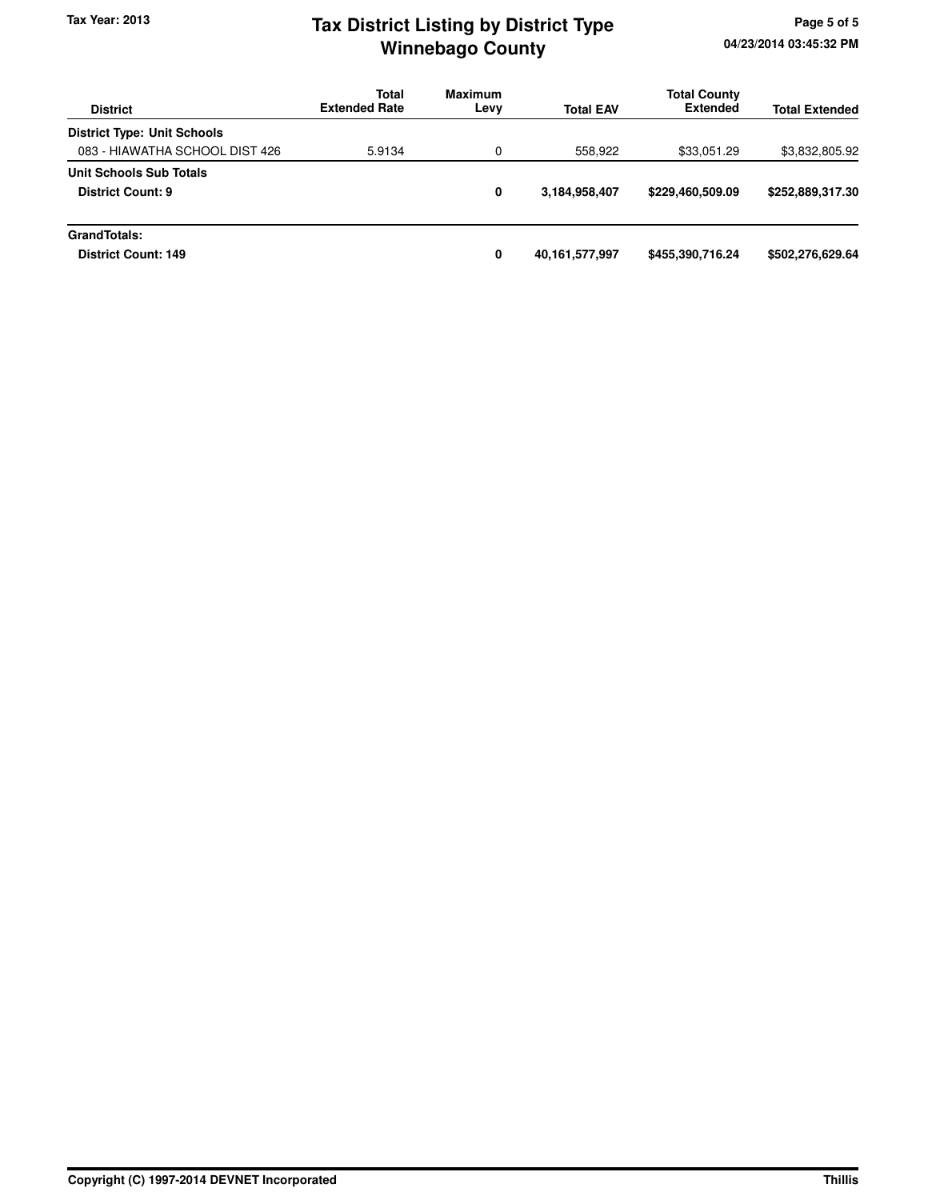| District | Total Extended Rate | Maximum Levy | Total EAV | Total County Extended | Total Extended |
|---|---|---|---|---|---|
| **District Type: Unit Schools** | | | | | |
| 083 - HIAWATHA SCHOOL DIST 426 | 5.9134 | 0 | 558,922 | $33,051.29 | $3,832,805.92 |
| **Unit Schools Sub Totals** | | | | | |
| **District Count: 9** | | **0** | **3,184,958,407** | **$229,460,509.09** | **$252,889,317.30** |
| **GrandTotals:** | | | | | |
| **District Count: 149** | | **0** | **40,161,577,997** | **$455,390,716.24** | **$502,276,629.64** |